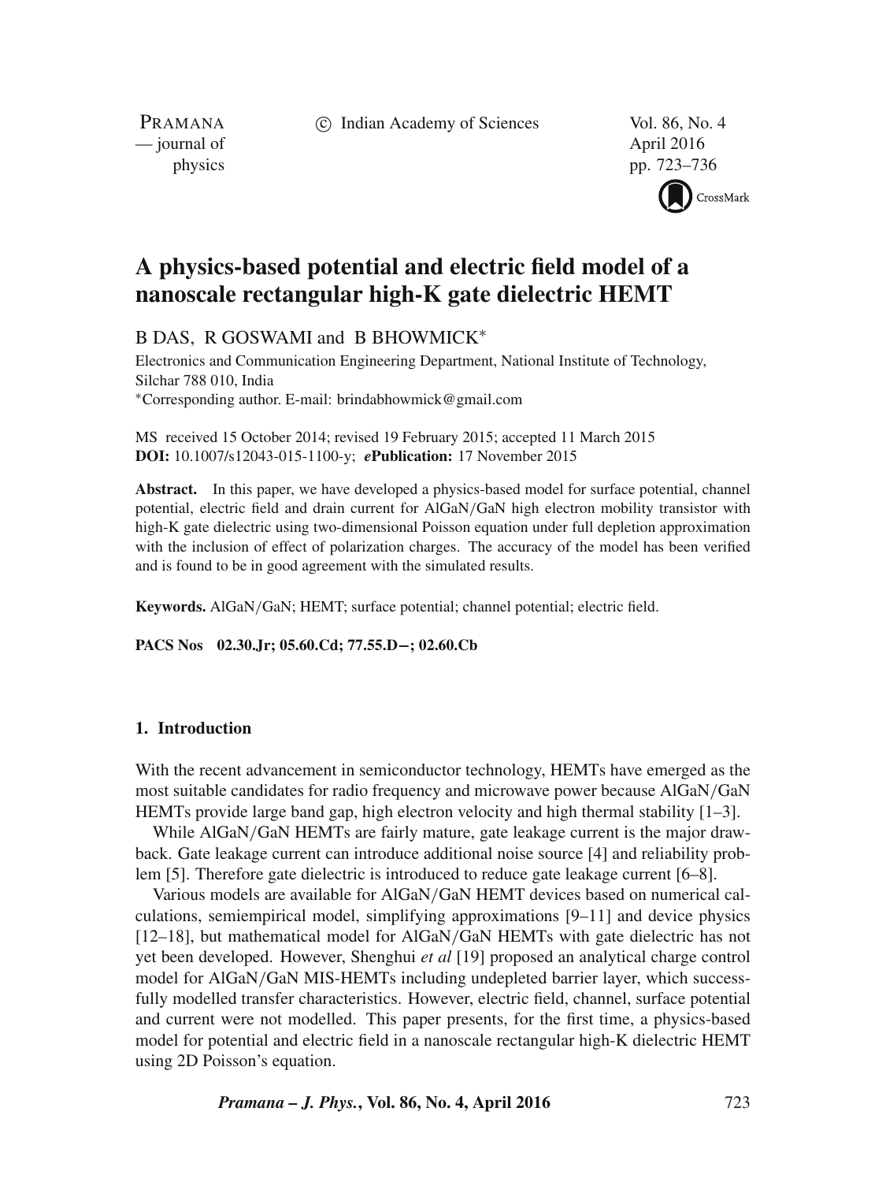# A physics-based potential and electric field model of a nanoscale rectangular high-K gate dielectric HEMT

B DAS, R GOSWAMI and B BHOWMICK*

Electronics and Communication Engineering Department, National Institute of Technology, Silchar 788 010, India

*Corresponding author. E-mail: brindabhowmick@gmail.com

MS received 15 October 2014; revised 19 February 2015; accepted 11 March 2015

**DOI:** 10.1007/s12043-015-1100-y; ***e*Publication:** 17 November 2015

**Abstract.** In this paper, we have developed a physics-based model for surface potential, channel potential, electric field and drain current for AlGaN/GaN high electron mobility transistor with high-K gate dielectric using two-dimensional Poisson equation under full depletion approximation with the inclusion of effect of polarization charges. The accuracy of the model has been verified and is found to be in good agreement with the simulated results.

**Keywords.** AlGaN/GaN; HEMT; surface potential; channel potential; electric field.

**PACS Nos** 02.30.Jr; 05.60.Cd; 77.55.D−; 02.60.Cb

## 1. Introduction

With the recent advancement in semiconductor technology, HEMTs have emerged as the most suitable candidates for radio frequency and microwave power because AlGaN/GaN HEMTs provide large band gap, high electron velocity and high thermal stability [1–3].

While AlGaN/GaN HEMTs are fairly mature, gate leakage current is the major drawback. Gate leakage current can introduce additional noise source [4] and reliability problem [5]. Therefore gate dielectric is introduced to reduce gate leakage current [6–8].

Various models are available for AlGaN/GaN HEMT devices based on numerical calculations, semiempirical model, simplifying approximations [9–11] and device physics [12–18], but mathematical model for AlGaN/GaN HEMTs with gate dielectric has not yet been developed. However, Shenghui *et al* [19] proposed an analytical charge control model for AlGaN/GaN MIS-HEMTs including undepleted barrier layer, which successfully modelled transfer characteristics. However, electric field, channel, surface potential and current were not modelled. This paper presents, for the first time, a physics-based model for potential and electric field in a nanoscale rectangular high-K dielectric HEMT using 2D Poisson's equation.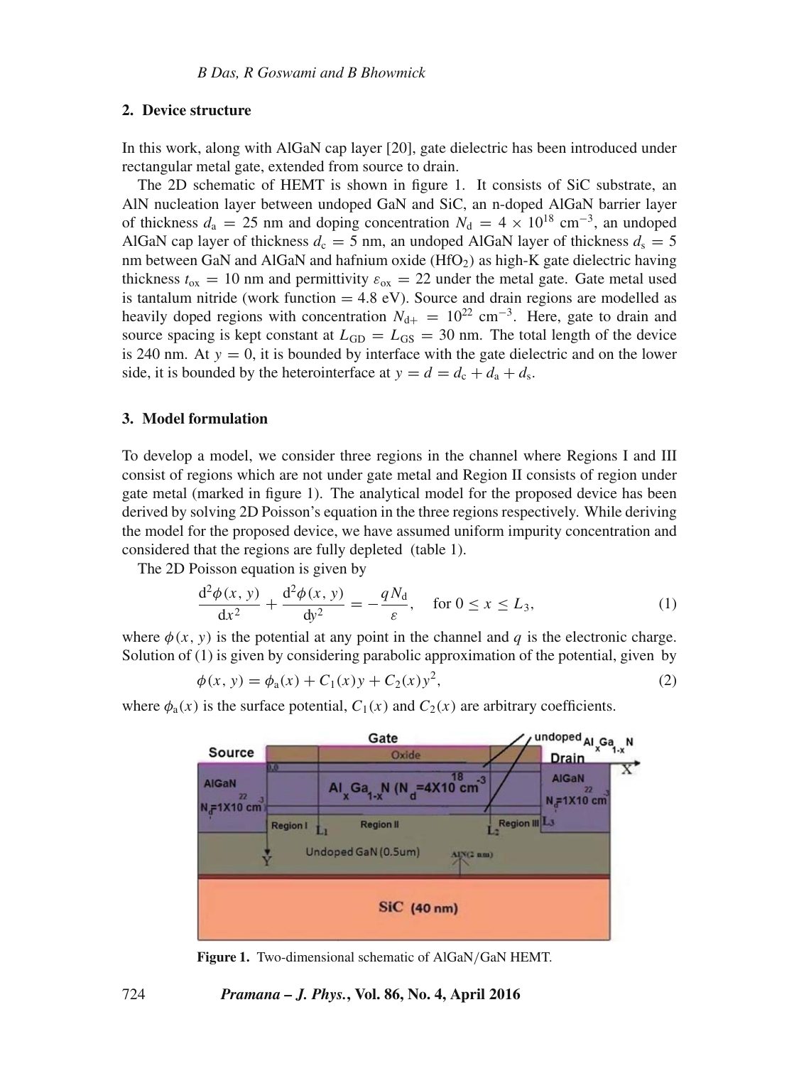## 2. Device structure

In this work, along with AlGaN cap layer [20], gate dielectric has been introduced under rectangular metal gate, extended from source to drain.

The 2D schematic of HEMT is shown in figure 1. It consists of SiC substrate, an AlN nucleation layer between undoped GaN and SiC, an n-doped AlGaN barrier layer of thickness $d_a = 25$ nm and doping concentration $N_d = 4 \times 10^{18}$ cm$^{-3}$, an undoped AlGaN cap layer of thickness $d_c = 5$ nm, an undoped AlGaN layer of thickness $d_s = 5$ nm between GaN and AlGaN and hafnium oxide ($HfO_2$) as high-K gate dielectric having thickness $t_{ox} = 10$ nm and permittivity $\varepsilon_{ox} = 22$ under the metal gate. Gate metal used is tantalum nitride (work function = 4.8 eV). Source and drain regions are modelled as heavily doped regions with concentration $N_{d+} = 10^{22}$ cm$^{-3}$. Here, gate to drain and source spacing is kept constant at $L_{GD} = L_{GS} = 30$ nm. The total length of the device is 240 nm. At $y = 0$, it is bounded by interface with the gate dielectric and on the lower side, it is bounded by the heterointerface at $y = d = d_c + d_a + d_s$.

## 3. Model formulation

To develop a model, we consider three regions in the channel where Regions I and III consist of regions which are not under gate metal and Region II consists of region under gate metal (marked in figure 1). The analytical model for the proposed device has been derived by solving 2D Poisson's equation in the three regions respectively. While deriving the model for the proposed device, we have assumed uniform impurity concentration and considered that the regions are fully depleted (table 1).

The 2D Poisson equation is given by

$$\frac{d^2\phi(x, y)}{dx^2} + \frac{d^2\phi(x, y)}{dy^2} = -\frac{qN_d}{\varepsilon}, \quad \text{for } 0 \le x \le L_3, \tag{1}$$

where $\phi(x, y)$ is the potential at any point in the channel and $q$ is the electronic charge. Solution of (1) is given by considering parabolic approximation of the potential, given by

$$\phi(x, y) = \phi_a(x) + C_1(x)y + C_2(x)y^2, \tag{2}$$

where $\phi_a(x)$ is the surface potential, $C_1(x)$ and $C_2(x)$ are arbitrary coefficients.

Gate
Source
Oxide
undoped $Al_xGa_{1-x}N$
Drain
X
0.0
AlGaN
$N_d$=1X10$^{22}$ cm$^{-3}$
$Al_xGa_{1-x}N$ ($N_d$=4X10$^{18}$ cm$^{-3}$)
AlGaN
$N_d$=1X10$^{22}$ cm$^{-3}$
Region I $L_1$
Region II
$L_2$ Region III $L_3$
Y
Undoped GaN (0.5um)
AlN (2 nm)
SiC (40 nm)

**Figure 1.** Two-dimensional schematic of AlGaN/GaN HEMT.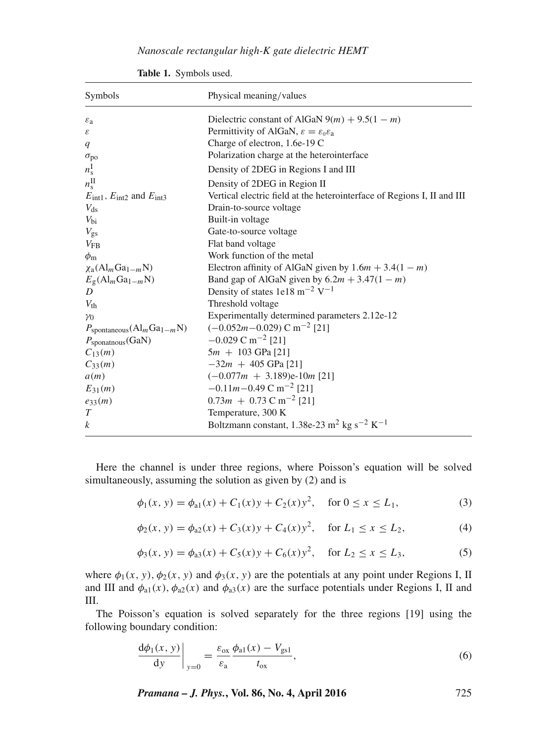**Table 1.** Symbols used.

| Symbols | Physical meaning/values |
|---|---|
| $\varepsilon_a$ | Dielectric constant of AlGaN $9(m) + 9.5(1 - m)$ |
| $\varepsilon$ | Permittivity of AlGaN, $\varepsilon = \varepsilon_0 \varepsilon_a$ |
| $q$ | Charge of electron, 1.6e-19 C |
| $\sigma_{po}$ | Polarization charge at the heterointerface |
| $n_s^{I}$ | Density of 2DEG in Regions I and III |
| $n_s^{II}$ | Density of 2DEG in Region II |
| $E_{int1}$, $E_{int2}$ and $E_{int3}$ | Vertical electric field at the heterointerface of Regions I, II and III |
| $V_{ds}$ | Drain-to-source voltage |
| $V_{bi}$ | Built-in voltage |
| $V_{gs}$ | Gate-to-source voltage |
| $V_{FB}$ | Flat band voltage |
| $\phi_m$ | Work function of the metal |
| $\chi_a(Al_m Ga_{1-m} N)$ | Electron affinity of AlGaN given by $1.6m + 3.4(1 - m)$ |
| $E_g(Al_m Ga_{1-m} N)$ | Band gap of AlGaN given by $6.2m + 3.47(1 - m)$ |
| $D$ | Density of states 1e18 $m^{-2}$ $V^{-1}$ |
| $V_{th}$ | Threshold voltage |
| $\gamma_0$ | Experimentally determined parameters 2.12e-12 |
| $P_{spontaneous}(Al_m Ga_{1-m} N)$ | $(-0.052m - 0.029)$ C $m^{-2}$ [21] |
| $P_{sponatnous}(GaN)$ | $-0.029$ C $m^{-2}$ [21] |
| $C_{13}(m)$ | $5m + 103$ GPa [21] |
| $C_{33}(m)$ | $-32m + 405$ GPa [21] |
| $a(m)$ | $(-0.077m + 3.189)$e-10$m$ [21] |
| $E_{31}(m)$ | $-0.11m - 0.49$ C $m^{-2}$ [21] |
| $e_{33}(m)$ | $0.73m + 0.73$ C $m^{-2}$ [21] |
| $T$ | Temperature, 300 K |
| $k$ | Boltzmann constant, 1.38e-23 $m^2$ kg $s^{-2}$ $K^{-1}$ |

Here the channel is under three regions, where Poisson's equation will be solved simultaneously, assuming the solution as given by (2) and is

$$\phi_1(x, y) = \phi_{a1}(x) + C_1(x) y + C_2(x) y^2, \quad \text{for } 0 \le x \le L_1, \tag{3}$$

$$\phi_2(x, y) = \phi_{a2}(x) + C_3(x) y + C_4(x) y^2, \quad \text{for } L_1 \le x \le L_2, \tag{4}$$

$$\phi_3(x, y) = \phi_{a3}(x) + C_5(x) y + C_6(x) y^2, \quad \text{for } L_2 \le x \le L_3, \tag{5}$$

where $\phi_1(x, y)$, $\phi_2(x, y)$ and $\phi_3(x, y)$ are the potentials at any point under Regions I, II and III and $\phi_{a1}(x)$, $\phi_{a2}(x)$ and $\phi_{a3}(x)$ are the surface potentials under Regions I, II and III.

The Poisson's equation is solved separately for the three regions [19] using the following boundary condition:

$$\left. \frac{\mathrm{d}\phi_1(x, y)}{\mathrm{d}y} \right|_{y=0} = \frac{\varepsilon_{ox}}{\varepsilon_a} \frac{\phi_{a1}(x) - V_{gs1}}{t_{ox}}, \tag{6}$$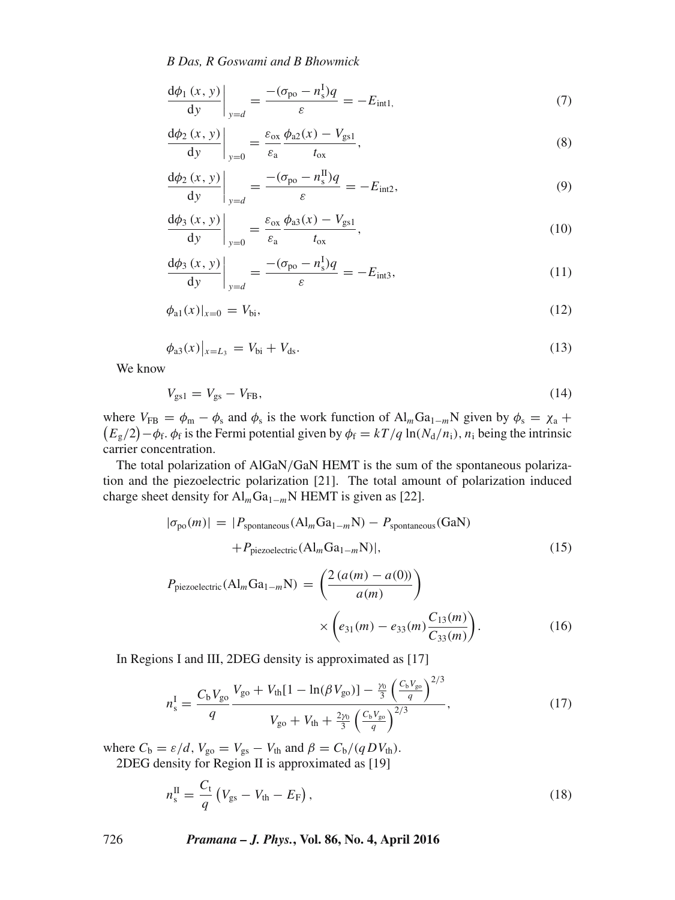$$\left.\frac{\mathrm{d}\phi_1(x,y)}{\mathrm{d}y}\right|_{y=d} = \frac{-(\sigma_{\mathrm{po}} - n_{\mathrm{s}}^{\mathrm{I}})q}{\varepsilon} = -E_{\mathrm{int1}}, \tag{7}$$

$$\left.\frac{\mathrm{d}\phi_2(x,y)}{\mathrm{d}y}\right|_{y=0} = \frac{\varepsilon_{\mathrm{ox}}}{\varepsilon_{\mathrm{a}}}\frac{\phi_{\mathrm{a2}}(x) - V_{\mathrm{gs1}}}{t_{\mathrm{ox}}}, \tag{8}$$

$$\left.\frac{\mathrm{d}\phi_2(x,y)}{\mathrm{d}y}\right|_{y=d} = \frac{-(\sigma_{\mathrm{po}} - n_{\mathrm{s}}^{\mathrm{II}})q}{\varepsilon} = -E_{\mathrm{int2}}, \tag{9}$$

$$\left.\frac{\mathrm{d}\phi_3(x,y)}{\mathrm{d}y}\right|_{y=0} = \frac{\varepsilon_{\mathrm{ox}}}{\varepsilon_{\mathrm{a}}}\frac{\phi_{\mathrm{a3}}(x) - V_{\mathrm{gs1}}}{t_{\mathrm{ox}}}, \tag{10}$$

$$\left.\frac{\mathrm{d}\phi_3(x,y)}{\mathrm{d}y}\right|_{y=d} = \frac{-(\sigma_{\mathrm{po}} - n_{\mathrm{s}}^{\mathrm{I}})q}{\varepsilon} = -E_{\mathrm{int3}}, \tag{11}$$

$$\phi_{\mathrm{a1}}(x)|_{x=0} = V_{\mathrm{bi}}, \tag{12}$$

$$\phi_{\mathrm{a3}}(x)\big|_{x=L_3} = V_{\mathrm{bi}} + V_{\mathrm{ds}}. \tag{13}$$

We know

$$V_{\mathrm{gs1}} = V_{\mathrm{gs}} - V_{\mathrm{FB}}, \tag{14}$$

where $V_{\mathrm{FB}} = \phi_{\mathrm{m}} - \phi_{\mathrm{s}}$ and $\phi_{\mathrm{s}}$ is the work function of $\mathrm{Al}_m\mathrm{Ga}_{1-m}\mathrm{N}$ given by $\phi_{\mathrm{s}} = \chi_{\mathrm{a}} + (E_{\mathrm{g}}/2) - \phi_{\mathrm{f}}$. $\phi_{\mathrm{f}}$ is the Fermi potential given by $\phi_{\mathrm{f}} = kT/q\,\ln(N_{\mathrm{d}}/n_{\mathrm{i}})$, $n_{\mathrm{i}}$ being the intrinsic carrier concentration.

The total polarization of AlGaN/GaN HEMT is the sum of the spontaneous polarization and the piezoelectric polarization [21]. The total amount of polarization induced charge sheet density for $\mathrm{Al}_m\mathrm{Ga}_{1-m}\mathrm{N}$ HEMT is given as [22].

$$|\sigma_{\mathrm{po}}(m)| = |P_{\mathrm{spontaneous}}(\mathrm{Al}_m\mathrm{Ga}_{1-m}\mathrm{N}) - P_{\mathrm{spontaneous}}(\mathrm{GaN}) + P_{\mathrm{piezoelectric}}(\mathrm{Al}_m\mathrm{Ga}_{1-m}\mathrm{N})|, \tag{15}$$

$$P_{\mathrm{piezoelectric}}(\mathrm{Al}_m\mathrm{Ga}_{1-m}\mathrm{N}) = \left(\frac{2\,(a(m) - a(0))}{a(m)}\right) \times \left(e_{31}(m) - e_{33}(m)\frac{C_{13}(m)}{C_{33}(m)}\right). \tag{16}$$

In Regions I and III, 2DEG density is approximated as [17]

$$n_{\mathrm{s}}^{\mathrm{I}} = \frac{C_{\mathrm{b}}V_{\mathrm{go}}}{q}\frac{V_{\mathrm{go}} + V_{\mathrm{th}}[1 - \ln(\beta V_{\mathrm{go}})] - \frac{\gamma_0}{3}\left(\frac{C_{\mathrm{b}}V_{\mathrm{go}}}{q}\right)^{2/3}}{V_{\mathrm{go}} + V_{\mathrm{th}} + \frac{2\gamma_0}{3}\left(\frac{C_{\mathrm{b}}V_{\mathrm{go}}}{q}\right)^{2/3}}, \tag{17}$$

where $C_{\mathrm{b}} = \varepsilon/d$, $V_{\mathrm{go}} = V_{\mathrm{gs}} - V_{\mathrm{th}}$ and $\beta = C_{\mathrm{b}}/(qDV_{\mathrm{th}})$.

2DEG density for Region II is approximated as [19]

$$n_{\mathrm{s}}^{\mathrm{II}} = \frac{C_{\mathrm{t}}}{q}\left(V_{\mathrm{gs}} - V_{\mathrm{th}} - E_{\mathrm{F}}\right), \tag{18}$$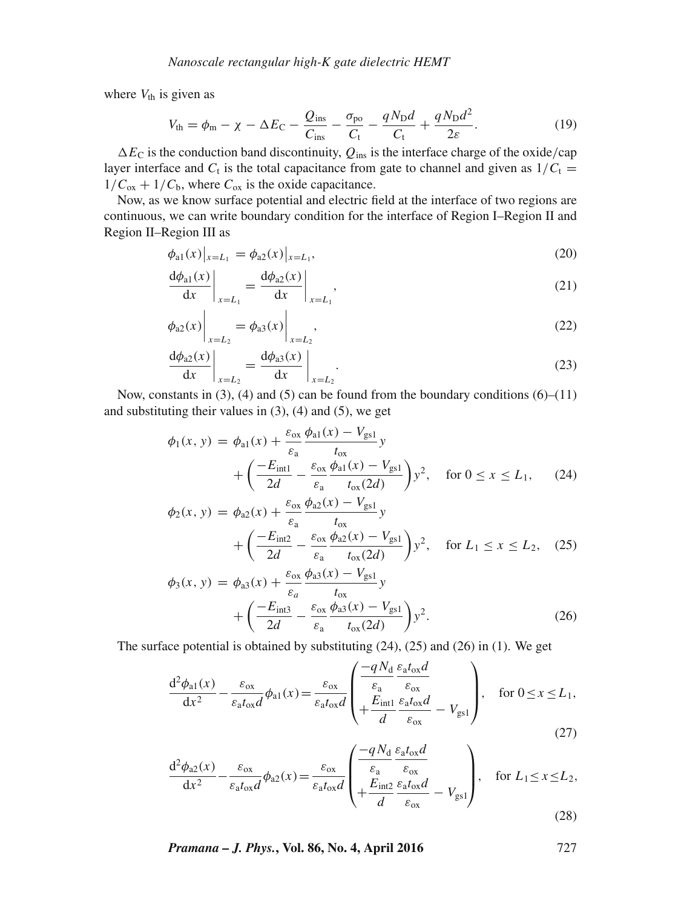where $V_{\text{th}}$ is given as

$$V_{\text{th}} = \phi_{\text{m}} - \chi - \Delta E_{\text{C}} - \frac{Q_{\text{ins}}}{C_{\text{ins}}} - \frac{\sigma_{\text{po}}}{C_{\text{t}}} - \frac{qN_{\text{D}}d}{C_{\text{t}}} + \frac{qN_{\text{D}}d^2}{2\varepsilon}. \tag{19}$$

$\Delta E_{\text{C}}$ is the conduction band discontinuity, $Q_{\text{ins}}$ is the interface charge of the oxide/cap layer interface and $C_{\text{t}}$ is the total capacitance from gate to channel and given as $1/C_{\text{t}} = 1/C_{\text{ox}} + 1/C_{\text{b}}$, where $C_{\text{ox}}$ is the oxide capacitance.

Now, as we know surface potential and electric field at the interface of two regions are continuous, we can write boundary condition for the interface of Region I–Region II and Region II–Region III as

$$\phi_{\text{a1}}(x)\big|_{x=L_1} = \phi_{\text{a2}}(x)\big|_{x=L_1}, \tag{20}$$

$$\left.\frac{\mathrm{d}\phi_{\text{a1}}(x)}{\mathrm{d}x}\right|_{x=L_1} = \left.\frac{\mathrm{d}\phi_{\text{a2}}(x)}{\mathrm{d}x}\right|_{x=L_1}, \tag{21}$$

$$\phi_{\text{a2}}(x)\bigg|_{x=L_2} = \phi_{\text{a3}}(x)\bigg|_{x=L_2}, \tag{22}$$

$$\left.\frac{\mathrm{d}\phi_{\text{a2}}(x)}{\mathrm{d}x}\right|_{x=L_2} = \left.\frac{\mathrm{d}\phi_{\text{a3}}(x)}{\mathrm{d}x}\right|_{x=L_2}. \tag{23}$$

Now, constants in (3), (4) and (5) can be found from the boundary conditions (6)–(11) and substituting their values in (3), (4) and (5), we get

$$\phi_1(x, y) = \phi_{\text{a1}}(x) + \frac{\varepsilon_{\text{ox}}}{\varepsilon_{\text{a}}}\frac{\phi_{\text{a1}}(x) - V_{\text{gs1}}}{t_{\text{ox}}}y + \left(\frac{-E_{\text{int1}}}{2d} - \frac{\varepsilon_{\text{ox}}}{\varepsilon_{\text{a}}}\frac{\phi_{\text{a1}}(x) - V_{\text{gs1}}}{t_{\text{ox}}(2d)}\right)y^2, \quad \text{for } 0 \le x \le L_1, \tag{24}$$

$$\phi_2(x, y) = \phi_{\text{a2}}(x) + \frac{\varepsilon_{\text{ox}}}{\varepsilon_{\text{a}}}\frac{\phi_{\text{a2}}(x) - V_{\text{gs1}}}{t_{\text{ox}}}y + \left(\frac{-E_{\text{int2}}}{2d} - \frac{\varepsilon_{\text{ox}}}{\varepsilon_{\text{a}}}\frac{\phi_{\text{a2}}(x) - V_{\text{gs1}}}{t_{\text{ox}}(2d)}\right)y^2, \quad \text{for } L_1 \le x \le L_2, \tag{25}$$

$$\phi_3(x, y) = \phi_{\text{a3}}(x) + \frac{\varepsilon_{\text{ox}}}{\varepsilon_{a}}\frac{\phi_{\text{a3}}(x) - V_{\text{gs1}}}{t_{\text{ox}}}y + \left(\frac{-E_{\text{int3}}}{2d} - \frac{\varepsilon_{\text{ox}}}{\varepsilon_{\text{a}}}\frac{\phi_{\text{a3}}(x) - V_{\text{gs1}}}{t_{\text{ox}}(2d)}\right)y^2. \tag{26}$$

The surface potential is obtained by substituting (24), (25) and (26) in (1). We get

$$\frac{\mathrm{d}^2\phi_{\text{a1}}(x)}{\mathrm{d}x^2} - \frac{\varepsilon_{\text{ox}}}{\varepsilon_{\text{a}}t_{\text{ox}}d}\phi_{\text{a1}}(x) = \frac{\varepsilon_{\text{ox}}}{\varepsilon_{\text{a}}t_{\text{ox}}d}\begin{pmatrix}\dfrac{-qN_{\text{d}}}{\varepsilon_{\text{a}}}\dfrac{\varepsilon_{\text{a}}t_{\text{ox}}d}{\varepsilon_{\text{ox}}} \\ +\dfrac{E_{\text{int1}}}{d}\dfrac{\varepsilon_{\text{a}}t_{\text{ox}}d}{\varepsilon_{\text{ox}}} - V_{\text{gs1}}\end{pmatrix}, \quad \text{for } 0 \le x \le L_1, \tag{27}$$

$$\frac{\mathrm{d}^2\phi_{\text{a2}}(x)}{\mathrm{d}x^2} - \frac{\varepsilon_{\text{ox}}}{\varepsilon_{\text{a}}t_{\text{ox}}d}\phi_{\text{a2}}(x) = \frac{\varepsilon_{\text{ox}}}{\varepsilon_{\text{a}}t_{\text{ox}}d}\begin{pmatrix}\dfrac{-qN_{\text{d}}}{\varepsilon_{\text{a}}}\dfrac{\varepsilon_{\text{a}}t_{\text{ox}}d}{\varepsilon_{\text{ox}}} \\ +\dfrac{E_{\text{int2}}}{d}\dfrac{\varepsilon_{\text{a}}t_{\text{ox}}d}{\varepsilon_{\text{ox}}} - V_{\text{gs1}}\end{pmatrix}, \quad \text{for } L_1 \le x \le L_2, \tag{28}$$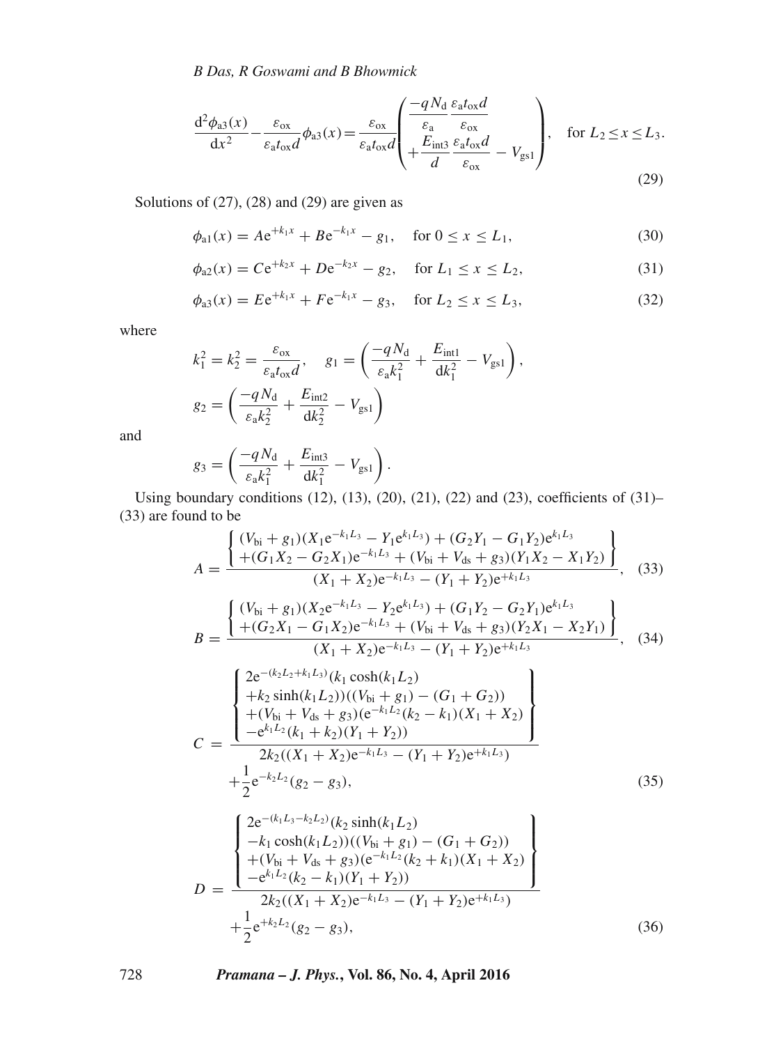$$\frac{\mathrm{d}^2\phi_{a3}(x)}{\mathrm{d}x^2} - \frac{\varepsilon_{ox}}{\varepsilon_a t_{ox} d}\phi_{a3}(x) = \frac{\varepsilon_{ox}}{\varepsilon_a t_{ox} d}\left(\begin{array}{l} \dfrac{-qN_d}{\varepsilon_a}\dfrac{\varepsilon_a t_{ox} d}{\varepsilon_{ox}} \\ +\dfrac{E_{int3}}{d}\dfrac{\varepsilon_a t_{ox} d}{\varepsilon_{ox}} - V_{gs1} \end{array}\right), \quad \text{for } L_2 \le x \le L_3. \tag{29}$$

Solutions of (27), (28) and (29) are given as

$$\phi_{a1}(x) = A\mathrm{e}^{+k_1 x} + B\mathrm{e}^{-k_1 x} - g_1, \quad \text{for } 0 \le x \le L_1, \tag{30}$$

$$\phi_{a2}(x) = C\mathrm{e}^{+k_2 x} + D\mathrm{e}^{-k_2 x} - g_2, \quad \text{for } L_1 \le x \le L_2, \tag{31}$$

$$\phi_{a3}(x) = E\mathrm{e}^{+k_1 x} + F\mathrm{e}^{-k_1 x} - g_3, \quad \text{for } L_2 \le x \le L_3, \tag{32}$$

where

$$k_1^2 = k_2^2 = \frac{\varepsilon_{ox}}{\varepsilon_a t_{ox} d}, \quad g_1 = \left(\frac{-qN_d}{\varepsilon_a k_1^2} + \frac{E_{int1}}{\mathrm{d}k_1^2} - V_{gs1}\right),$$

$$g_2 = \left(\frac{-qN_d}{\varepsilon_a k_2^2} + \frac{E_{int2}}{\mathrm{d}k_2^2} - V_{gs1}\right)$$

and

$$g_3 = \left(\frac{-qN_d}{\varepsilon_a k_1^2} + \frac{E_{int3}}{\mathrm{d}k_1^2} - V_{gs1}\right).$$

Using boundary conditions (12), (13), (20), (21), (22) and (23), coefficients of (31)–(33) are found to be

$$A = \frac{\left\{\begin{array}{l} (V_{bi} + g_1)(X_1\mathrm{e}^{-k_1 L_3} - Y_1\mathrm{e}^{k_1 L_3}) + (G_2 Y_1 - G_1 Y_2)\mathrm{e}^{k_1 L_3} \\ +(G_1 X_2 - G_2 X_1)\mathrm{e}^{-k_1 L_3} + (V_{bi} + V_{ds} + g_3)(Y_1 X_2 - X_1 Y_2) \end{array}\right\}}{(X_1 + X_2)\mathrm{e}^{-k_1 L_3} - (Y_1 + Y_2)\mathrm{e}^{+k_1 L_3}}, \tag{33}$$

$$B = \frac{\left\{\begin{array}{l} (V_{bi} + g_1)(X_2\mathrm{e}^{-k_1 L_3} - Y_2\mathrm{e}^{k_1 L_3}) + (G_1 Y_2 - G_2 Y_1)\mathrm{e}^{k_1 L_3} \\ +(G_2 X_1 - G_1 X_2)\mathrm{e}^{-k_1 L_3} + (V_{bi} + V_{ds} + g_3)(Y_2 X_1 - X_2 Y_1) \end{array}\right\}}{(X_1 + X_2)\mathrm{e}^{-k_1 L_3} - (Y_1 + Y_2)\mathrm{e}^{+k_1 L_3}}, \tag{34}$$

$$C = \frac{\left\{\begin{array}{l} 2\mathrm{e}^{-(k_2 L_2 + k_1 L_3)}(k_1\cosh(k_1 L_2) \\ +k_2\sinh(k_1 L_2))((V_{bi} + g_1) - (G_1 + G_2)) \\ +(V_{bi} + V_{ds} + g_3)(\mathrm{e}^{-k_1 L_2}(k_2 - k_1)(X_1 + X_2) \\ -\mathrm{e}^{k_1 L_2}(k_1 + k_2)(Y_1 + Y_2)) \end{array}\right\}}{2k_2((X_1 + X_2)\mathrm{e}^{-k_1 L_3} - (Y_1 + Y_2)\mathrm{e}^{+k_1 L_3})} + \frac{1}{2}\mathrm{e}^{-k_2 L_2}(g_2 - g_3), \tag{35}$$

$$D = \frac{\left\{\begin{array}{l} 2\mathrm{e}^{-(k_1 L_3 - k_2 L_2)}(k_2\sinh(k_1 L_2) \\ -k_1\cosh(k_1 L_2))((V_{bi} + g_1) - (G_1 + G_2)) \\ +(V_{bi} + V_{ds} + g_3)(\mathrm{e}^{-k_1 L_2}(k_2 + k_1)(X_1 + X_2) \\ -\mathrm{e}^{k_1 L_2}(k_2 - k_1)(Y_1 + Y_2)) \end{array}\right\}}{2k_2((X_1 + X_2)\mathrm{e}^{-k_1 L_3} - (Y_1 + Y_2)\mathrm{e}^{+k_1 L_3})} + \frac{1}{2}\mathrm{e}^{+k_2 L_2}(g_2 - g_3), \tag{36}$$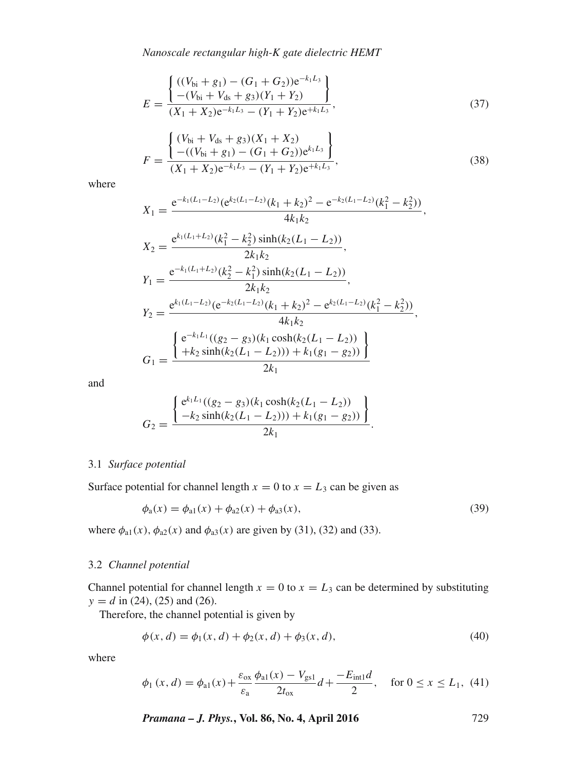$$E = \frac{\left\{ \begin{array}{l} ((V_{\text{bi}} + g_1) - (G_1 + G_2))\text{e}^{-k_1 L_3} \\ -(V_{\text{bi}} + V_{\text{ds}} + g_3)(Y_1 + Y_2) \end{array} \right\}}{(X_1 + X_2)\text{e}^{-k_1 L_3} - (Y_1 + Y_2)\text{e}^{+k_1 L_3}}, \tag{37}$$

$$F = \frac{\left\{ \begin{array}{l} (V_{\text{bi}} + V_{\text{ds}} + g_3)(X_1 + X_2) \\ -((V_{\text{bi}} + g_1) - (G_1 + G_2))\text{e}^{k_1 L_3} \end{array} \right\}}{(X_1 + X_2)\text{e}^{-k_1 L_3} - (Y_1 + Y_2)\text{e}^{+k_1 L_3}}, \tag{38}$$

where

$$X_1 = \frac{\text{e}^{-k_1(L_1 - L_2)}(\text{e}^{k_2(L_1 - L_2)}(k_1 + k_2)^2 - \text{e}^{-k_2(L_1 - L_2)}(k_1^2 - k_2^2))}{4k_1 k_2},$$

$$X_2 = \frac{\text{e}^{k_1(L_1 + L_2)}(k_1^2 - k_2^2)\sinh(k_2(L_1 - L_2))}{2k_1 k_2},$$

$$Y_1 = \frac{\text{e}^{-k_1(L_1 + L_2)}(k_2^2 - k_1^2)\sinh(k_2(L_1 - L_2))}{2k_1 k_2},$$

$$Y_2 = \frac{\text{e}^{k_1(L_1 - L_2)}(\text{e}^{-k_2(L_1 - L_2)}(k_1 + k_2)^2 - \text{e}^{k_2(L_1 - L_2)}(k_1^2 - k_2^2))}{4k_1 k_2},$$

$$G_1 = \frac{\left\{ \begin{array}{l} \text{e}^{-k_1 L_1}((g_2 - g_3)(k_1 \cosh(k_2(L_1 - L_2)) \\ +k_2 \sinh(k_2(L_1 - L_2))) + k_1(g_1 - g_2)) \end{array} \right\}}{2k_1}$$

and

$$G_2 = \frac{\left\{ \begin{array}{l} \text{e}^{k_1 L_1}((g_2 - g_3)(k_1 \cosh(k_2(L_1 - L_2)) \\ -k_2 \sinh(k_2(L_1 - L_2))) + k_1(g_1 - g_2)) \end{array} \right\}}{2k_1}.$$

### 3.1 *Surface potential*

Surface potential for channel length $x = 0$ to $x = L_3$ can be given as

$$\phi_{\text{a}}(x) = \phi_{\text{a1}}(x) + \phi_{\text{a2}}(x) + \phi_{\text{a3}}(x), \tag{39}$$

where $\phi_{\text{a1}}(x)$, $\phi_{\text{a2}}(x)$ and $\phi_{\text{a3}}(x)$ are given by (31), (32) and (33).

### 3.2 *Channel potential*

Channel potential for channel length $x = 0$ to $x = L_3$ can be determined by substituting $y = d$ in (24), (25) and (26).

Therefore, the channel potential is given by

$$\phi(x, d) = \phi_1(x, d) + \phi_2(x, d) + \phi_3(x, d), \tag{40}$$

where

$$\phi_1(x, d) = \phi_{\text{a1}}(x) + \frac{\varepsilon_{\text{ox}}}{\varepsilon_{\text{a}}} \frac{\phi_{\text{a1}}(x) - V_{\text{gs1}}}{2t_{\text{ox}}} d + \frac{-E_{\text{int1}} d}{2}, \quad \text{for } 0 \leq x \leq L_1, \tag{41}$$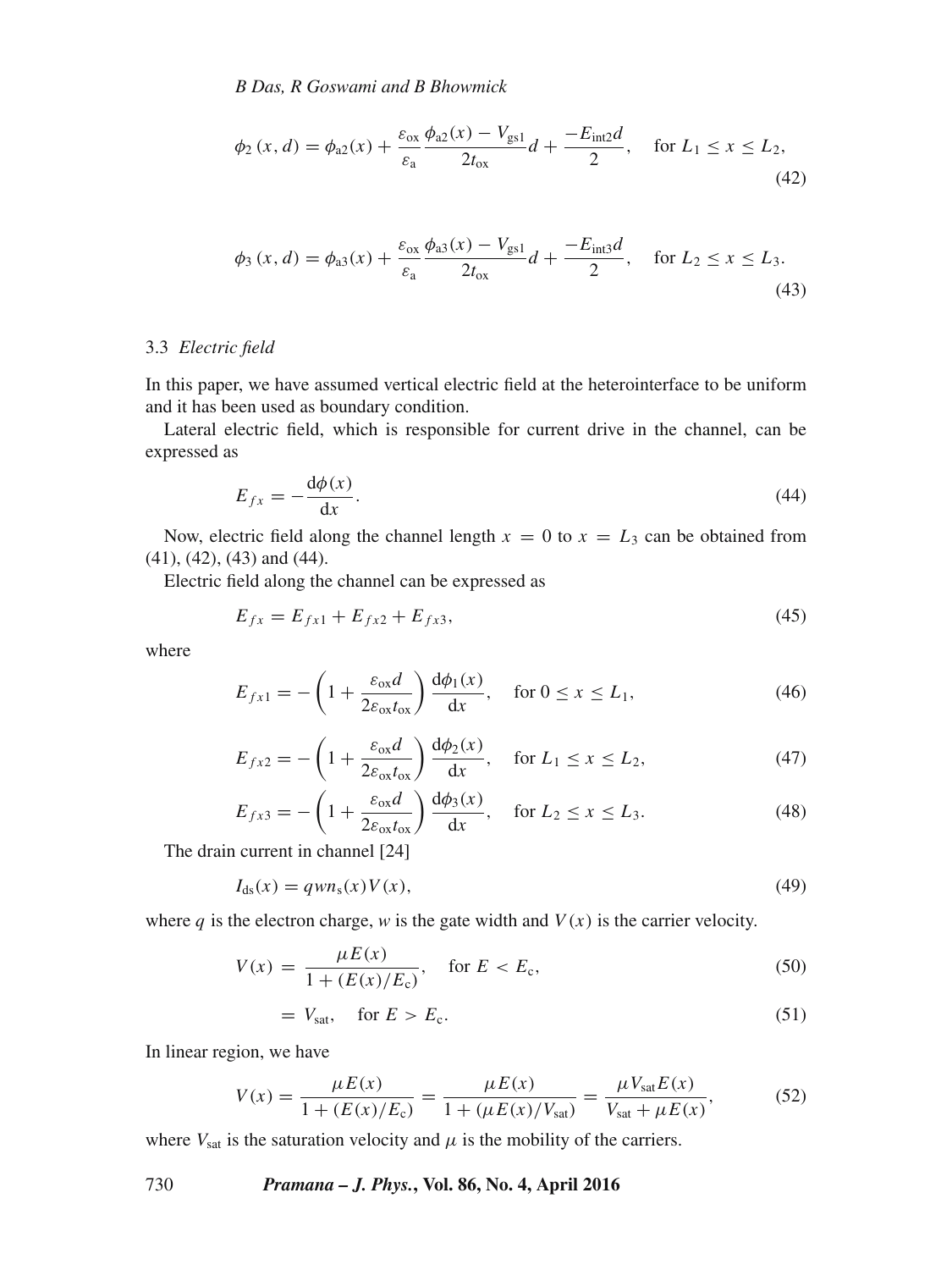$$\phi_2(x, d) = \phi_{a2}(x) + \frac{\varepsilon_{ox}}{\varepsilon_a}\frac{\phi_{a2}(x) - V_{gs1}}{2t_{ox}}d + \frac{-E_{int2}d}{2}, \quad \text{for } L_1 \le x \le L_2, \tag{42}$$

$$\phi_3(x, d) = \phi_{a3}(x) + \frac{\varepsilon_{ox}}{\varepsilon_a}\frac{\phi_{a3}(x) - V_{gs1}}{2t_{ox}}d + \frac{-E_{int3}d}{2}, \quad \text{for } L_2 \le x \le L_3. \tag{43}$$

### 3.3 *Electric field*

In this paper, we have assumed vertical electric field at the heterointerface to be uniform and it has been used as boundary condition.

Lateral electric field, which is responsible for current drive in the channel, can be expressed as

$$E_{fx} = -\frac{d\phi(x)}{dx}. \tag{44}$$

Now, electric field along the channel length $x = 0$ to $x = L_3$ can be obtained from (41), (42), (43) and (44).

Electric field along the channel can be expressed as

$$E_{fx} = E_{fx1} + E_{fx2} + E_{fx3}, \tag{45}$$

where

$$E_{fx1} = -\left(1 + \frac{\varepsilon_{ox}d}{2\varepsilon_{ox}t_{ox}}\right)\frac{d\phi_1(x)}{dx}, \quad \text{for } 0 \le x \le L_1, \tag{46}$$

$$E_{fx2} = -\left(1 + \frac{\varepsilon_{ox}d}{2\varepsilon_{ox}t_{ox}}\right)\frac{d\phi_2(x)}{dx}, \quad \text{for } L_1 \le x \le L_2, \tag{47}$$

$$E_{fx3} = -\left(1 + \frac{\varepsilon_{ox}d}{2\varepsilon_{ox}t_{ox}}\right)\frac{d\phi_3(x)}{dx}, \quad \text{for } L_2 \le x \le L_3. \tag{48}$$

The drain current in channel [24]

$$I_{ds}(x) = qwn_s(x)V(x), \tag{49}$$

where $q$ is the electron charge, $w$ is the gate width and $V(x)$ is the carrier velocity.

$$V(x) = \frac{\mu E(x)}{1 + (E(x)/E_c)}, \quad \text{for } E < E_c, \tag{50}$$

$$= V_{sat}, \quad \text{for } E > E_c. \tag{51}$$

In linear region, we have

$$V(x) = \frac{\mu E(x)}{1 + (E(x)/E_c)} = \frac{\mu E(x)}{1 + (\mu E(x)/V_{sat})} = \frac{\mu V_{sat}E(x)}{V_{sat} + \mu E(x)}, \tag{52}$$

where $V_{sat}$ is the saturation velocity and $\mu$ is the mobility of the carriers.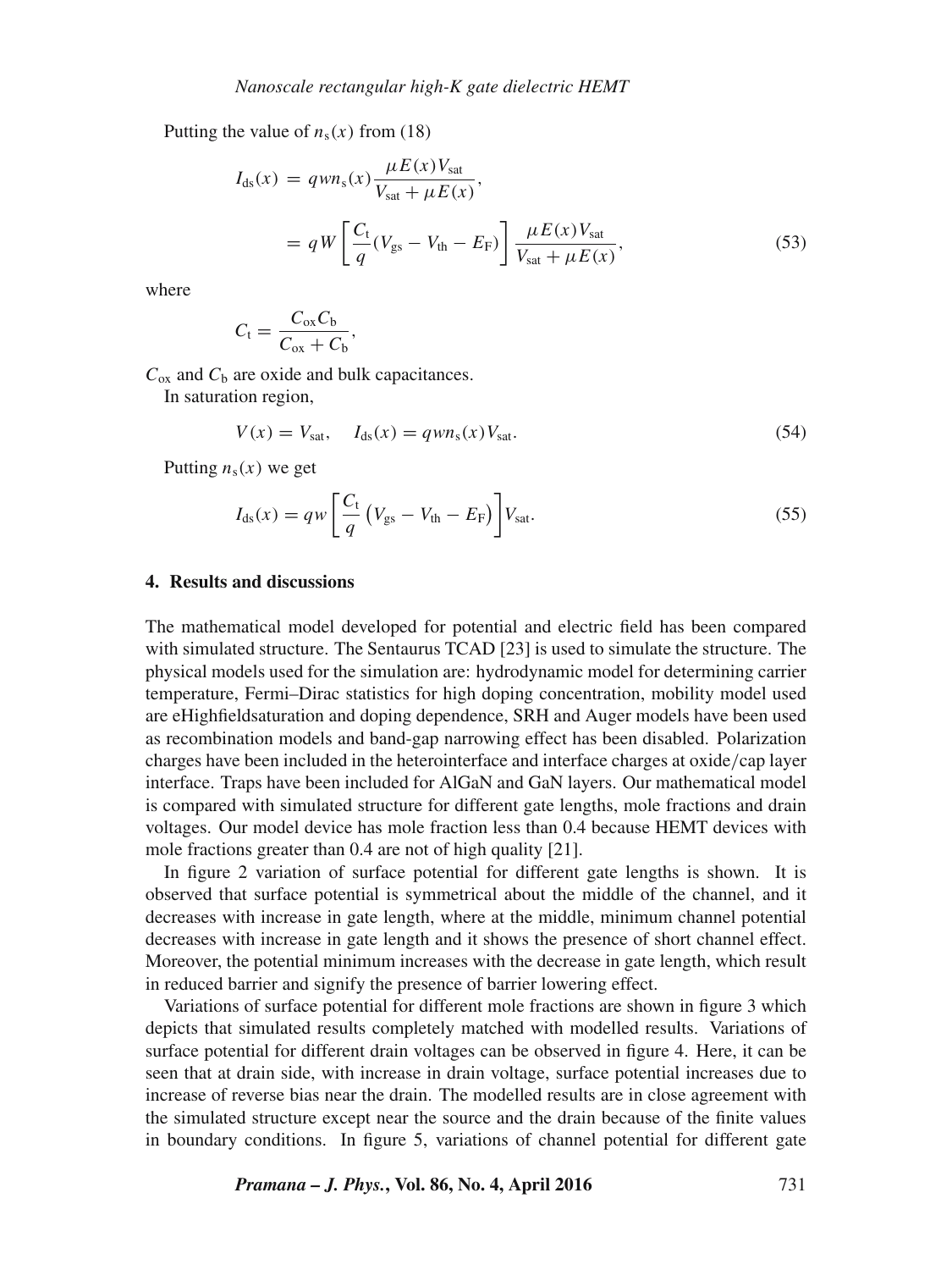Putting the value of $n_s(x)$ from (18)

$$I_{ds}(x) = qwn_s(x)\frac{\mu E(x)V_{sat}}{V_{sat}+\mu E(x)},$$

$$= qW\left[\frac{C_t}{q}(V_{gs}-V_{th}-E_F)\right]\frac{\mu E(x)V_{sat}}{V_{sat}+\mu E(x)}, \tag{53}$$

where

$$C_t = \frac{C_{ox}C_b}{C_{ox}+C_b},$$

$C_{ox}$ and $C_b$ are oxide and bulk capacitances.

In saturation region,

$$V(x) = V_{sat}, \quad I_{ds}(x) = qwn_s(x)V_{sat}. \tag{54}$$

Putting $n_s(x)$ we get

$$I_{ds}(x) = qw\left[\frac{C_t}{q}\left(V_{gs}-V_{th}-E_F\right)\right]V_{sat}. \tag{55}$$

## 4. Results and discussions

The mathematical model developed for potential and electric field has been compared with simulated structure. The Sentaurus TCAD [23] is used to simulate the structure. The physical models used for the simulation are: hydrodynamic model for determining carrier temperature, Fermi–Dirac statistics for high doping concentration, mobility model used are eHighfieldsaturation and doping dependence, SRH and Auger models have been used as recombination models and band-gap narrowing effect has been disabled. Polarization charges have been included in the heterointerface and interface charges at oxide/cap layer interface. Traps have been included for AlGaN and GaN layers. Our mathematical model is compared with simulated structure for different gate lengths, mole fractions and drain voltages. Our model device has mole fraction less than 0.4 because HEMT devices with mole fractions greater than 0.4 are not of high quality [21].

In figure 2 variation of surface potential for different gate lengths is shown. It is observed that surface potential is symmetrical about the middle of the channel, and it decreases with increase in gate length, where at the middle, minimum channel potential decreases with increase in gate length and it shows the presence of short channel effect. Moreover, the potential minimum increases with the decrease in gate length, which result in reduced barrier and signify the presence of barrier lowering effect.

Variations of surface potential for different mole fractions are shown in figure 3 which depicts that simulated results completely matched with modelled results. Variations of surface potential for different drain voltages can be observed in figure 4. Here, it can be seen that at drain side, with increase in drain voltage, surface potential increases due to increase of reverse bias near the drain. The modelled results are in close agreement with the simulated structure except near the source and the drain because of the finite values in boundary conditions. In figure 5, variations of channel potential for different gate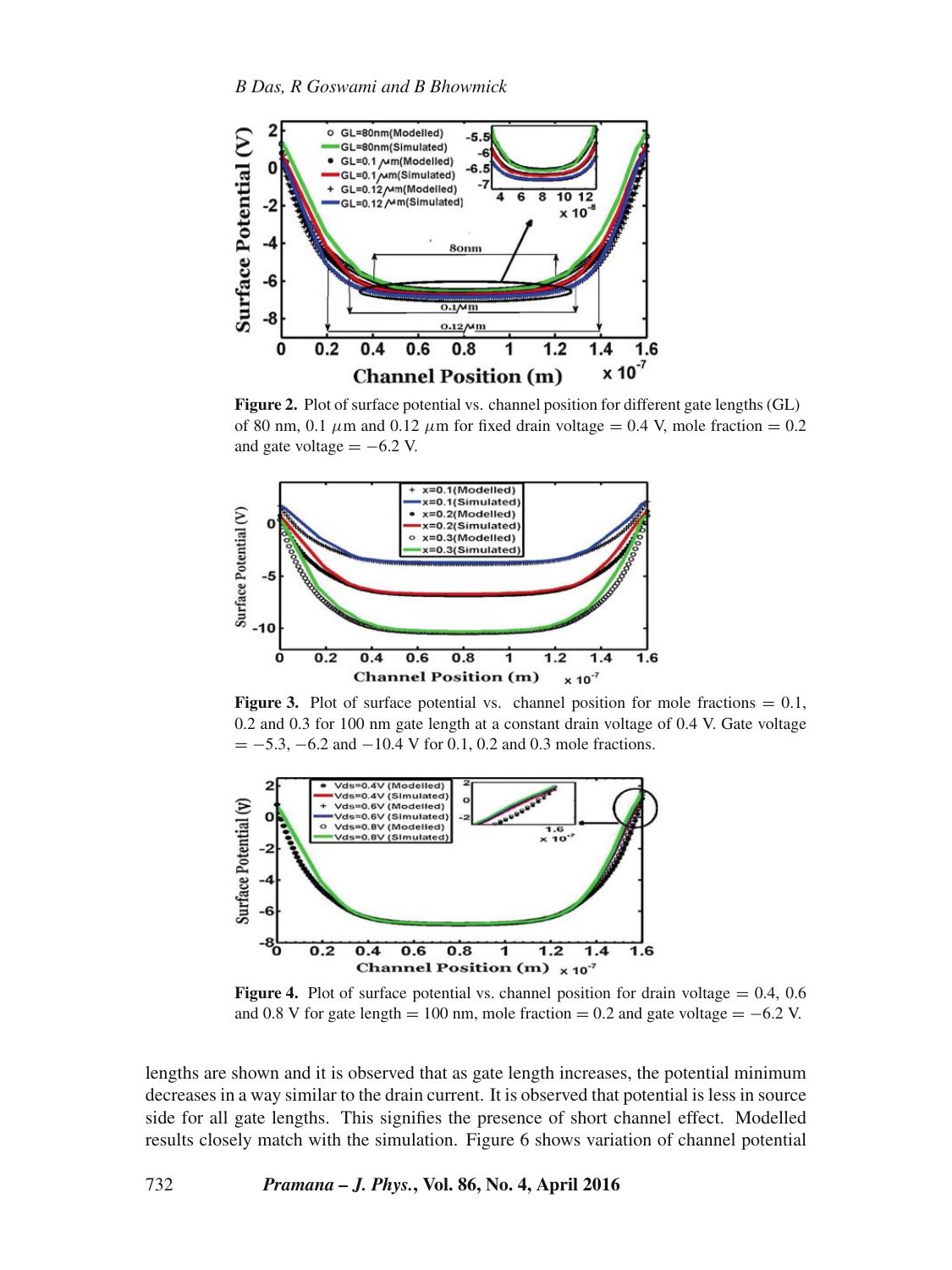Surface Potential (V)

Channel Position (m) x 10^-7

GL=80nm(Modelled)
GL=80nm(Simulated)
GL=0.1 μm(Modelled)
GL=0.1 μm(Simulated)
GL=0.12 μm(Modelled)
GL=0.12 μm(Simulated)

80nm

0.1μm

0.12μm

x 10^-8

**Figure 2.** Plot of surface potential vs. channel position for different gate lengths (GL) of 80 nm, 0.1 $\mu$m and 0.12 $\mu$m for fixed drain voltage = 0.4 V, mole fraction = 0.2 and gate voltage = −6.2 V.

Surface Potential (V)

Channel Position (m) x 10^-7

x=0.1(Modelled)
x=0.1(Simulated)
x=0.2(Modelled)
x=0.2(Simulated)
x=0.3(Modelled)
x=0.3(Simulated)

**Figure 3.** Plot of surface potential vs. channel position for mole fractions = 0.1, 0.2 and 0.3 for 100 nm gate length at a constant drain voltage of 0.4 V. Gate voltage = −5.3, −6.2 and −10.4 V for 0.1, 0.2 and 0.3 mole fractions.

Surface Potential (v)

Channel Position (m) x 10^-7

Vds=0.4V (Modelled)
Vds=0.4V (Simulated)
Vds=0.6V (Modelled)
Vds=0.6V (Simulated)
Vds=0.8V (Modelled)
Vds=0.8V (Simulated)

**Figure 4.** Plot of surface potential vs. channel position for drain voltage = 0.4, 0.6 and 0.8 V for gate length = 100 nm, mole fraction = 0.2 and gate voltage = −6.2 V.

lengths are shown and it is observed that as gate length increases, the potential minimum decreases in a way similar to the drain current. It is observed that potential is less in source side for all gate lengths. This signifies the presence of short channel effect. Modelled results closely match with the simulation. Figure 6 shows variation of channel potential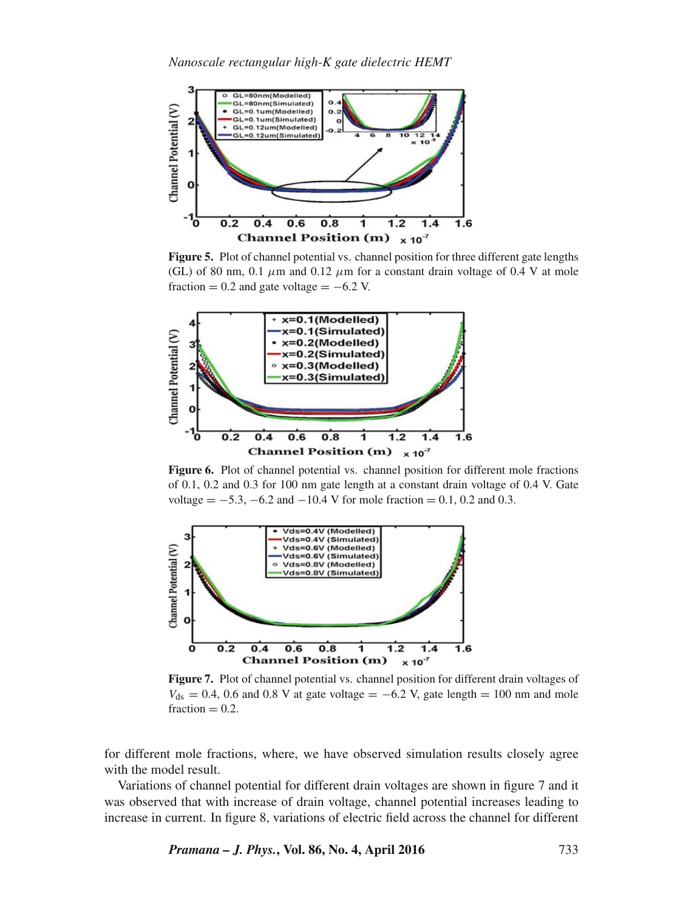GL=80nm(Modelled)
GL=80nm(Simulated)
GL=0.1um(Modelled)
GL=0.1um(Simulated)
GL=0.12um(Modelled)
GL=0.12um(Simulated)

Channel Potential (V)

Channel Position (m) × 10⁻⁷

**Figure 5.** Plot of channel potential vs. channel position for three different gate lengths (GL) of 80 nm, 0.1 $\mu$m and 0.12 $\mu$m for a constant drain voltage of 0.4 V at mole fraction = 0.2 and gate voltage = −6.2 V.

x=0.1(Modelled)
x=0.1(Simulated)
x=0.2(Modelled)
x=0.2(Simulated)
x=0.3(Modelled)
x=0.3(Simulated)

Channel Potential (V)

Channel Position (m) × 10⁻⁷

**Figure 6.** Plot of channel potential vs. channel position for different mole fractions of 0.1, 0.2 and 0.3 for 100 nm gate length at a constant drain voltage of 0.4 V. Gate voltage = −5.3, −6.2 and −10.4 V for mole fraction = 0.1, 0.2 and 0.3.

Vds=0.4V (Modelled)
Vds=0.4V (Simulated)
Vds=0.6V (Modelled)
Vds=0.6V (Simulated)
Vds=0.8V (Modelled)
Vds=0.8V (Simulated)

Channel Potential (V)

Channel Position (m) × 10⁻⁷

**Figure 7.** Plot of channel potential vs. channel position for different drain voltages of $V_{ds}$ = 0.4, 0.6 and 0.8 V at gate voltage = −6.2 V, gate length = 100 nm and mole fraction = 0.2.

for different mole fractions, where, we have observed simulation results closely agree with the model result.

Variations of channel potential for different drain voltages are shown in figure 7 and it was observed that with increase of drain voltage, channel potential increases leading to increase in current. In figure 8, variations of electric field across the channel for different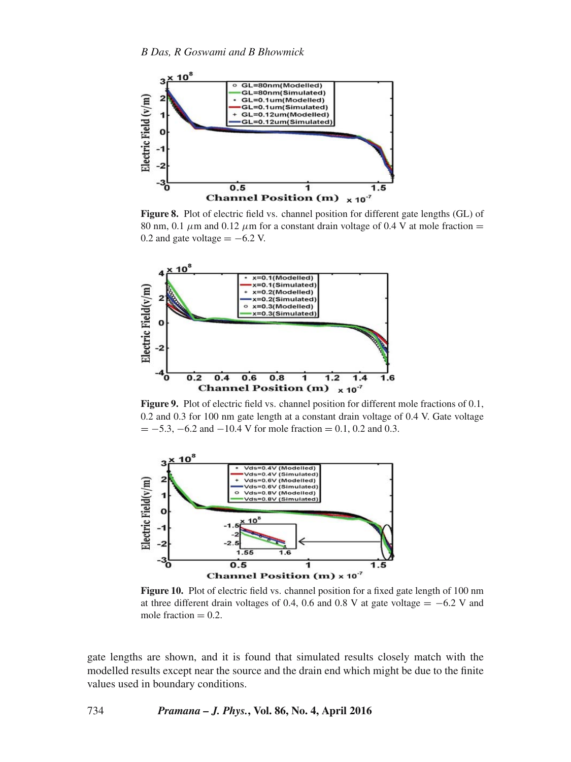3 x 10^8
Electric Field (v/m)
2
1
0
-1
-2
-3
0
0.5
1
1.5
Channel Position (m) x 10^-7
GL=80nm(Modelled)
GL=80nm(Simulated)
GL=0.1um(Modelled)
GL=0.1um(Simulated)
GL=0.12um(Modelled)
GL=0.12um(Simulated)

**Figure 8.** Plot of electric field vs. channel position for different gate lengths (GL) of 80 nm, 0.1 $\mu$m and 0.12 $\mu$m for a constant drain voltage of 0.4 V at mole fraction = 0.2 and gate voltage = −6.2 V.

4 x 10^8
Electric Field(v/m)
2
0
-2
-4
0
0.2
0.4
0.6
0.8
1
1.2
1.4
1.6
Channel Position (m) x 10^-7
x=0.1(Modelled)
x=0.1(Simulated)
x=0.2(Modelled)
x=0.2(Simulated)
x=0.3(Modelled)
x=0.3(Simulated)

**Figure 9.** Plot of electric field vs. channel position for different mole fractions of 0.1, 0.2 and 0.3 for 100 nm gate length at a constant drain voltage of 0.4 V. Gate voltage = −5.3, −6.2 and −10.4 V for mole fraction = 0.1, 0.2 and 0.3.

3 x 10^8
Electric Field(v/m)
2
1
0
-1
-2
-3
0
0.5
1
1.5
Channel Position (m) x 10^-7
Vds=0.4V (Modelled)
Vds=0.4V (Simulated)
Vds=0.6V (Modelled)
Vds=0.6V (Simulated)
Vds=0.8V (Modelled)
Vds=0.8V (Simulated)
x 10^8
-1.5
-2
-2.5
1.55
1.6

**Figure 10.** Plot of electric field vs. channel position for a fixed gate length of 100 nm at three different drain voltages of 0.4, 0.6 and 0.8 V at gate voltage = −6.2 V and mole fraction = 0.2.

gate lengths are shown, and it is found that simulated results closely match with the modelled results except near the source and the drain end which might be due to the finite values used in boundary conditions.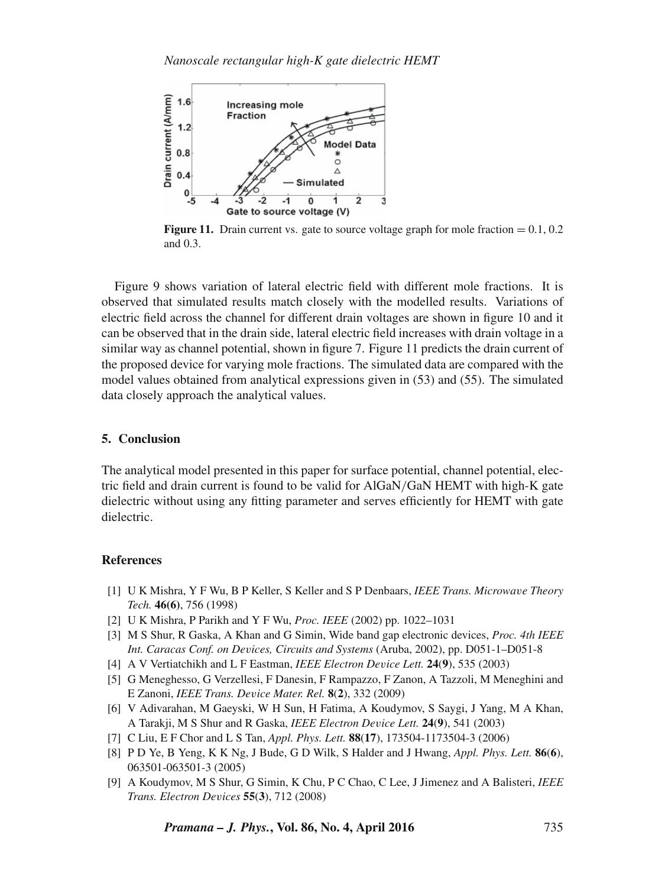Increasing mole Fraction

Drain current (A/mm)

1.6
1.2
0.8
0.4
0

Model Data

— Simulated

-5 -4 -3 -2 -1 0 1 2 3

Gate to source voltage (V)

**Figure 11.** Drain current vs. gate to source voltage graph for mole fraction = 0.1, 0.2 and 0.3.

Figure 9 shows variation of lateral electric field with different mole fractions. It is observed that simulated results match closely with the modelled results. Variations of electric field across the channel for different drain voltages are shown in figure 10 and it can be observed that in the drain side, lateral electric field increases with drain voltage in a similar way as channel potential, shown in figure 7. Figure 11 predicts the drain current of the proposed device for varying mole fractions. The simulated data are compared with the model values obtained from analytical expressions given in (53) and (55). The simulated data closely approach the analytical values.

## 5. Conclusion

The analytical model presented in this paper for surface potential, channel potential, electric field and drain current is found to be valid for AlGaN/GaN HEMT with high-K gate dielectric without using any fitting parameter and serves efficiently for HEMT with gate dielectric.

## References

[1] U K Mishra, Y F Wu, B P Keller, S Keller and S P Denbaars, *IEEE Trans. Microwave Theory Tech.* **46(6)**, 756 (1998)

[2] U K Mishra, P Parikh and Y F Wu, *Proc. IEEE* (2002) pp. 1022–1031

[3] M S Shur, R Gaska, A Khan and G Simin, Wide band gap electronic devices, *Proc. 4th IEEE Int. Caracas Conf. on Devices, Circuits and Systems* (Aruba, 2002), pp. D051-1–D051-8

[4] A V Vertiatchikh and L F Eastman, *IEEE Electron Device Lett.* **24**(**9**), 535 (2003)

[5] G Meneghesso, G Verzellesi, F Danesin, F Rampazzo, F Zanon, A Tazzoli, M Meneghini and E Zanoni, *IEEE Trans. Device Mater. Rel.* **8**(**2**), 332 (2009)

[6] V Adivarahan, M Gaeyski, W H Sun, H Fatima, A Koudymov, S Saygi, J Yang, M A Khan, A Tarakji, M S Shur and R Gaska, *IEEE Electron Device Lett.* **24**(**9**), 541 (2003)

[7] C Liu, E F Chor and L S Tan, *Appl. Phys. Lett.* **88**(**17**), 173504-1173504-3 (2006)

[8] P D Ye, B Yeng, K K Ng, J Bude, G D Wilk, S Halder and J Hwang, *Appl. Phys. Lett.* **86**(**6**), 063501-063501-3 (2005)

[9] A Koudymov, M S Shur, G Simin, K Chu, P C Chao, C Lee, J Jimenez and A Balisteri, *IEEE Trans. Electron Devices* **55**(**3**), 712 (2008)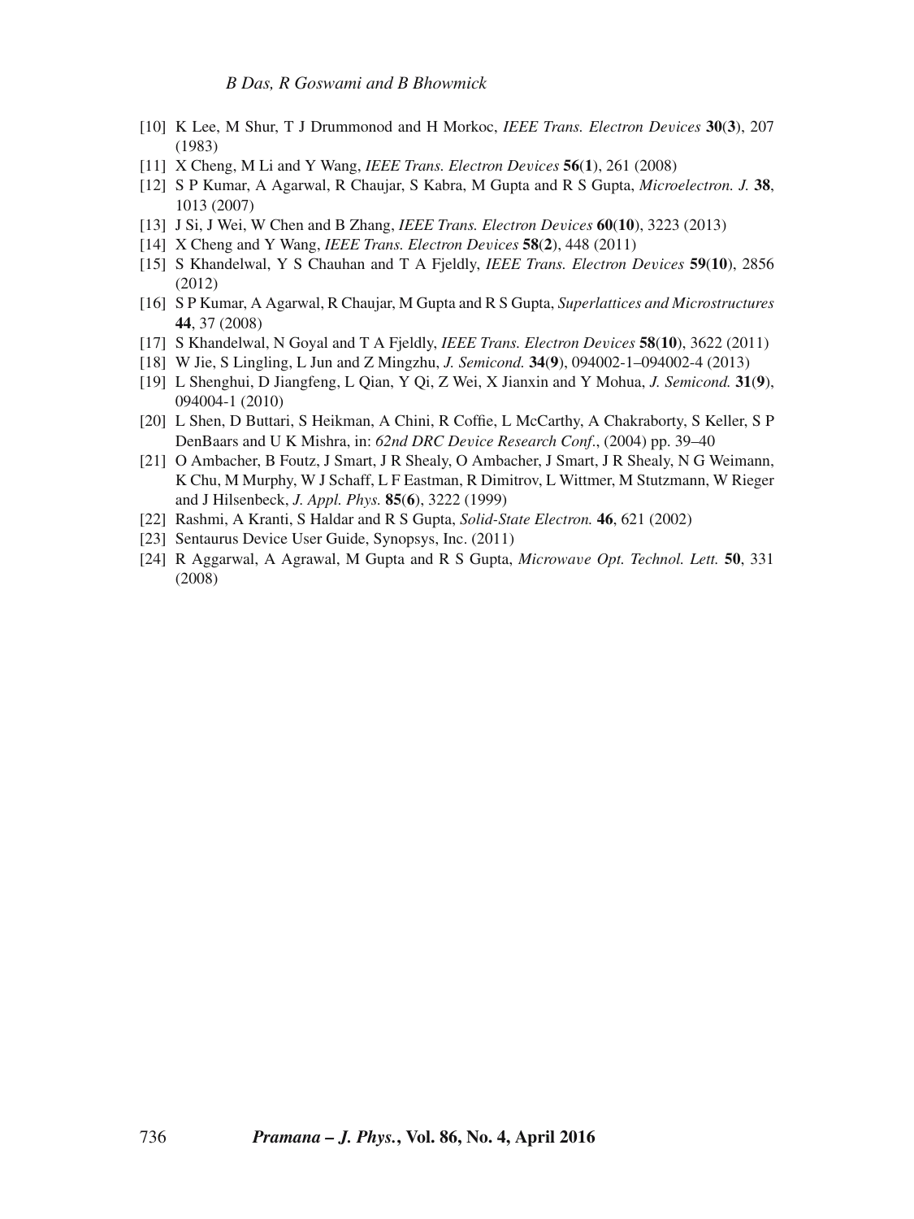[10] K Lee, M Shur, T J Drummonod and H Morkoc, *IEEE Trans. Electron Devices* **30**(**3**), 207 (1983)

[11] X Cheng, M Li and Y Wang, *IEEE Trans. Electron Devices* **56**(**1**), 261 (2008)

[12] S P Kumar, A Agarwal, R Chaujar, S Kabra, M Gupta and R S Gupta, *Microelectron. J.* **38**, 1013 (2007)

[13] J Si, J Wei, W Chen and B Zhang, *IEEE Trans. Electron Devices* **60**(**10**), 3223 (2013)

[14] X Cheng and Y Wang, *IEEE Trans. Electron Devices* **58**(**2**), 448 (2011)

[15] S Khandelwal, Y S Chauhan and T A Fjeldly, *IEEE Trans. Electron Devices* **59**(**10**), 2856 (2012)

[16] S P Kumar, A Agarwal, R Chaujar, M Gupta and R S Gupta, *Superlattices and Microstructures* **44**, 37 (2008)

[17] S Khandelwal, N Goyal and T A Fjeldly, *IEEE Trans. Electron Devices* **58**(**10**), 3622 (2011)

[18] W Jie, S Lingling, L Jun and Z Mingzhu, *J. Semicond.* **34**(**9**), 094002-1–094002-4 (2013)

[19] L Shenghui, D Jiangfeng, L Qian, Y Qi, Z Wei, X Jianxin and Y Mohua, *J. Semicond.* **31**(**9**), 094004-1 (2010)

[20] L Shen, D Buttari, S Heikman, A Chini, R Coffie, L McCarthy, A Chakraborty, S Keller, S P DenBaars and U K Mishra, in: *62nd DRC Device Research Conf.*, (2004) pp. 39–40

[21] O Ambacher, B Foutz, J Smart, J R Shealy, O Ambacher, J Smart, J R Shealy, N G Weimann, K Chu, M Murphy, W J Schaff, L F Eastman, R Dimitrov, L Wittmer, M Stutzmann, W Rieger and J Hilsenbeck, *J. Appl. Phys.* **85**(**6**), 3222 (1999)

[22] Rashmi, A Kranti, S Haldar and R S Gupta, *Solid-State Electron.* **46**, 621 (2002)

[23] Sentaurus Device User Guide, Synopsys, Inc. (2011)

[24] R Aggarwal, A Agrawal, M Gupta and R S Gupta, *Microwave Opt. Technol. Lett.* **50**, 331 (2008)